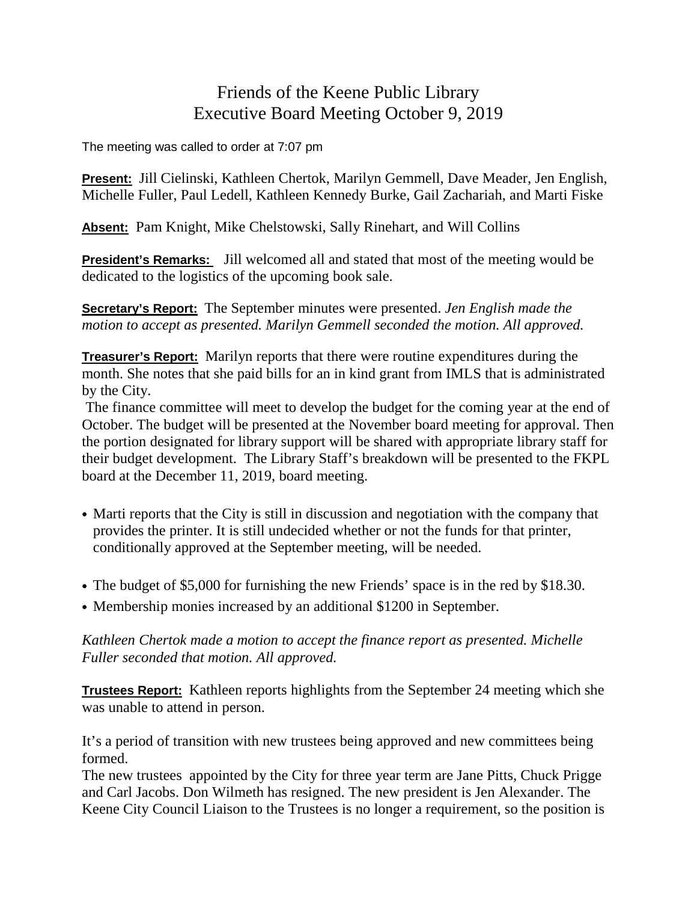# Friends of the Keene Public Library
## Executive Board Meeting October 9, 2019

The meeting was called to order at 7:07 pm

**Present:** Jill Cielinski, Kathleen Chertok, Marilyn Gemmell, Dave Meader, Jen English, Michelle Fuller, Paul Ledell, Kathleen Kennedy Burke, Gail Zachariah, and Marti Fiske

**Absent:** Pam Knight, Mike Chelstowski, Sally Rinehart, and Will Collins

**President's Remarks:** Jill welcomed all and stated that most of the meeting would be dedicated to the logistics of the upcoming book sale.

**Secretary's Report:** The September minutes were presented. *Jen English made the motion to accept as presented. Marilyn Gemmell seconded the motion. All approved.*

**Treasurer's Report:** Marilyn reports that there were routine expenditures during the month. She notes that she paid bills for an in kind grant from IMLS that is administrated by the City.

The finance committee will meet to develop the budget for the coming year at the end of October. The budget will be presented at the November board meeting for approval. Then the portion designated for library support will be shared with appropriate library staff for their budget development. The Library Staff's breakdown will be presented to the FKPL board at the December 11, 2019, board meeting.

- Marti reports that the City is still in discussion and negotiation with the company that provides the printer. It is still undecided whether or not the funds for that printer, conditionally approved at the September meeting, will be needed.
- The budget of $5,000 for furnishing the new Friends' space is in the red by $18.30.
- Membership monies increased by an additional $1200 in September.

*Kathleen Chertok made a motion to accept the finance report as presented. Michelle Fuller seconded that motion. All approved.*

**Trustees Report:** Kathleen reports highlights from the September 24 meeting which she was unable to attend in person.

It's a period of transition with new trustees being approved and new committees being formed.

The new trustees appointed by the City for three year term are Jane Pitts, Chuck Prigge and Carl Jacobs. Don Wilmeth has resigned. The new president is Jen Alexander. The Keene City Council Liaison to the Trustees is no longer a requirement, so the position is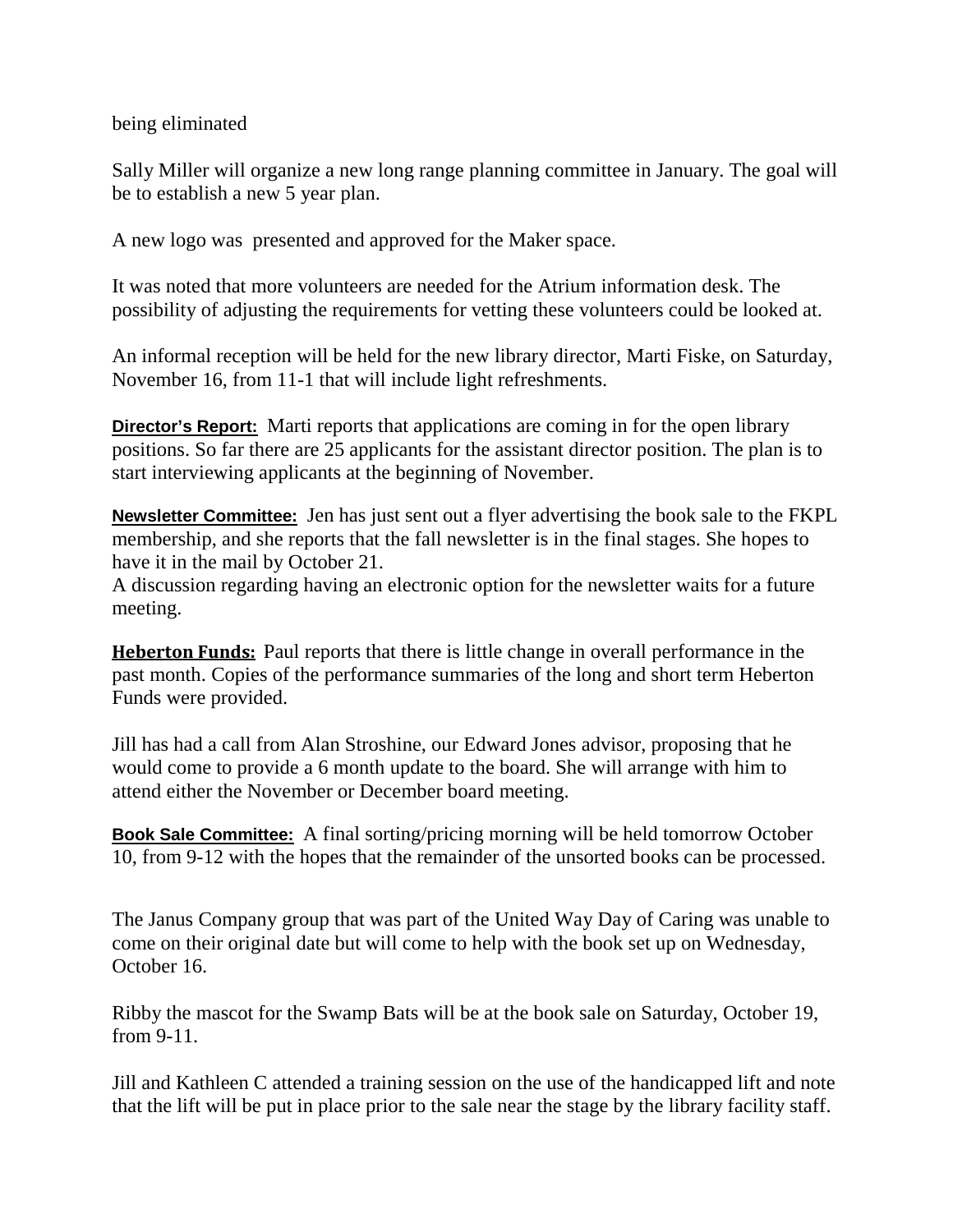being eliminated

Sally Miller will organize a new long range planning committee in January. The goal will be to establish a new 5 year plan.

A new logo was presented and approved for the Maker space.

It was noted that more volunteers are needed for the Atrium information desk. The possibility of adjusting the requirements for vetting these volunteers could be looked at.

An informal reception will be held for the new library director, Marti Fiske, on Saturday, November 16, from 11-1 that will include light refreshments.

**Director's Report:** Marti reports that applications are coming in for the open library positions. So far there are 25 applicants for the assistant director position. The plan is to start interviewing applicants at the beginning of November.

**Newsletter Committee:** Jen has just sent out a flyer advertising the book sale to the FKPL membership, and she reports that the fall newsletter is in the final stages. She hopes to have it in the mail by October 21.
A discussion regarding having an electronic option for the newsletter waits for a future meeting.

**Heberton Funds:** Paul reports that there is little change in overall performance in the past month. Copies of the performance summaries of the long and short term Heberton Funds were provided.

Jill has had a call from Alan Stroshine, our Edward Jones advisor, proposing that he would come to provide a 6 month update to the board. She will arrange with him to attend either the November or December board meeting.

**Book Sale Committee:** A final sorting/pricing morning will be held tomorrow October 10, from 9-12 with the hopes that the remainder of the unsorted books can be processed.

The Janus Company group that was part of the United Way Day of Caring was unable to come on their original date but will come to help with the book set up on Wednesday, October 16.

Ribby the mascot for the Swamp Bats will be at the book sale on Saturday, October 19, from 9-11.

Jill and Kathleen C attended a training session on the use of the handicapped lift and note that the lift will be put in place prior to the sale near the stage by the library facility staff.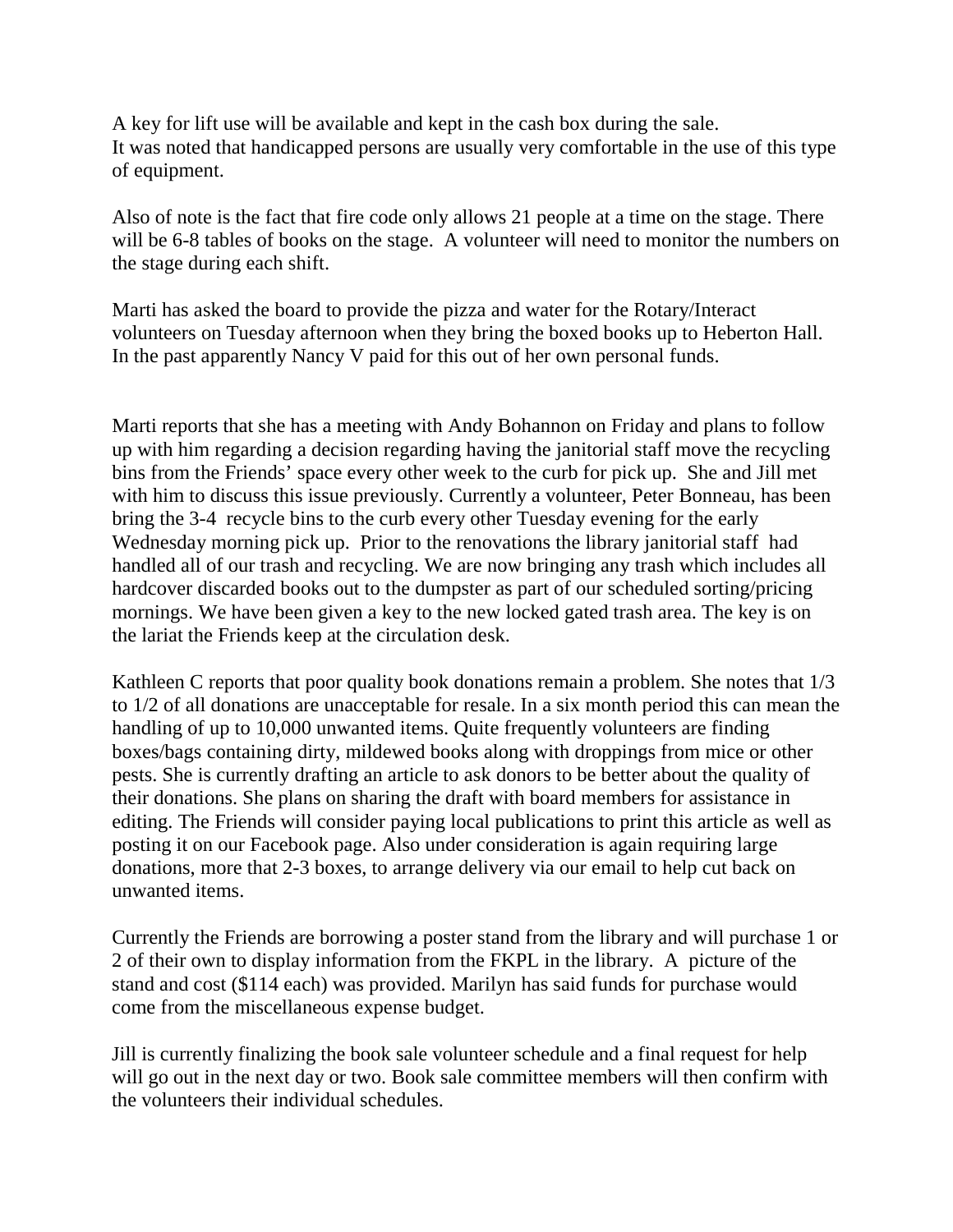A key for lift use will be available and kept in the cash box during the sale.
It was noted that handicapped persons are usually very comfortable in the use of this type of equipment.

Also of note is the fact that fire code only allows 21 people at a time on the stage. There will be 6-8 tables of books on the stage. A volunteer will need to monitor the numbers on the stage during each shift.

Marti has asked the board to provide the pizza and water for the Rotary/Interact volunteers on Tuesday afternoon when they bring the boxed books up to Heberton Hall. In the past apparently Nancy V paid for this out of her own personal funds.

Marti reports that she has a meeting with Andy Bohannon on Friday and plans to follow up with him regarding a decision regarding having the janitorial staff move the recycling bins from the Friends' space every other week to the curb for pick up. She and Jill met with him to discuss this issue previously. Currently a volunteer, Peter Bonneau, has been bring the 3-4 recycle bins to the curb every other Tuesday evening for the early Wednesday morning pick up. Prior to the renovations the library janitorial staff had handled all of our trash and recycling. We are now bringing any trash which includes all hardcover discarded books out to the dumpster as part of our scheduled sorting/pricing mornings. We have been given a key to the new locked gated trash area. The key is on the lariat the Friends keep at the circulation desk.

Kathleen C reports that poor quality book donations remain a problem. She notes that 1/3 to 1/2 of all donations are unacceptable for resale. In a six month period this can mean the handling of up to 10,000 unwanted items. Quite frequently volunteers are finding boxes/bags containing dirty, mildewed books along with droppings from mice or other pests. She is currently drafting an article to ask donors to be better about the quality of their donations. She plans on sharing the draft with board members for assistance in editing. The Friends will consider paying local publications to print this article as well as posting it on our Facebook page. Also under consideration is again requiring large donations, more that 2-3 boxes, to arrange delivery via our email to help cut back on unwanted items.

Currently the Friends are borrowing a poster stand from the library and will purchase 1 or 2 of their own to display information from the FKPL in the library. A picture of the stand and cost ($114 each) was provided. Marilyn has said funds for purchase would come from the miscellaneous expense budget.

Jill is currently finalizing the book sale volunteer schedule and a final request for help will go out in the next day or two. Book sale committee members will then confirm with the volunteers their individual schedules.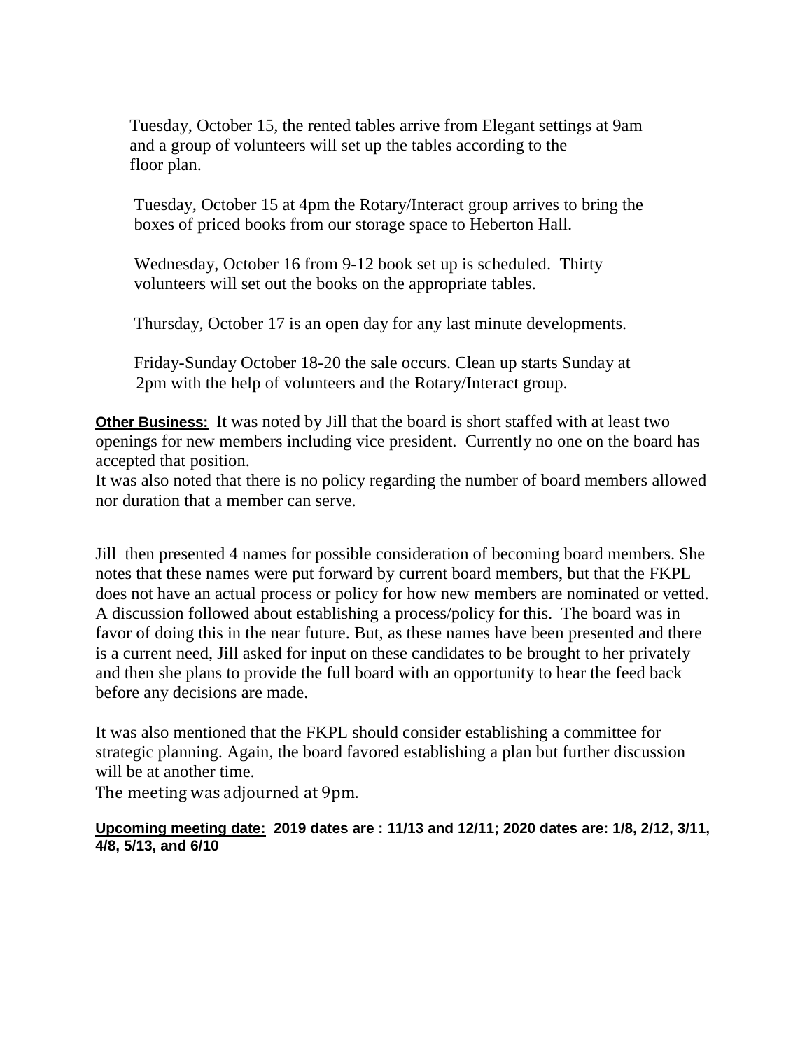Tuesday, October 15, the rented tables arrive from Elegant settings at 9am and a group of volunteers will set up the tables according to the floor plan.

Tuesday, October 15 at 4pm the Rotary/Interact group arrives to bring the boxes of priced books from our storage space to Heberton Hall.

Wednesday, October 16 from 9-12 book set up is scheduled. Thirty volunteers will set out the books on the appropriate tables.

Thursday, October 17 is an open day for any last minute developments.

Friday-Sunday October 18-20 the sale occurs. Clean up starts Sunday at 2pm with the help of volunteers and the Rotary/Interact group.

**Other Business:** It was noted by Jill that the board is short staffed with at least two openings for new members including vice president. Currently no one on the board has accepted that position.

It was also noted that there is no policy regarding the number of board members allowed nor duration that a member can serve.

Jill then presented 4 names for possible consideration of becoming board members. She notes that these names were put forward by current board members, but that the FKPL does not have an actual process or policy for how new members are nominated or vetted. A discussion followed about establishing a process/policy for this. The board was in favor of doing this in the near future. But, as these names have been presented and there is a current need, Jill asked for input on these candidates to be brought to her privately and then she plans to provide the full board with an opportunity to hear the feed back before any decisions are made.

It was also mentioned that the FKPL should consider establishing a committee for strategic planning. Again, the board favored establishing a plan but further discussion will be at another time.

The meeting was adjourned at 9pm.

**Upcoming meeting date: 2019 dates are : 11/13 and 12/11; 2020 dates are: 1/8, 2/12, 3/11, 4/8, 5/13, and 6/10**